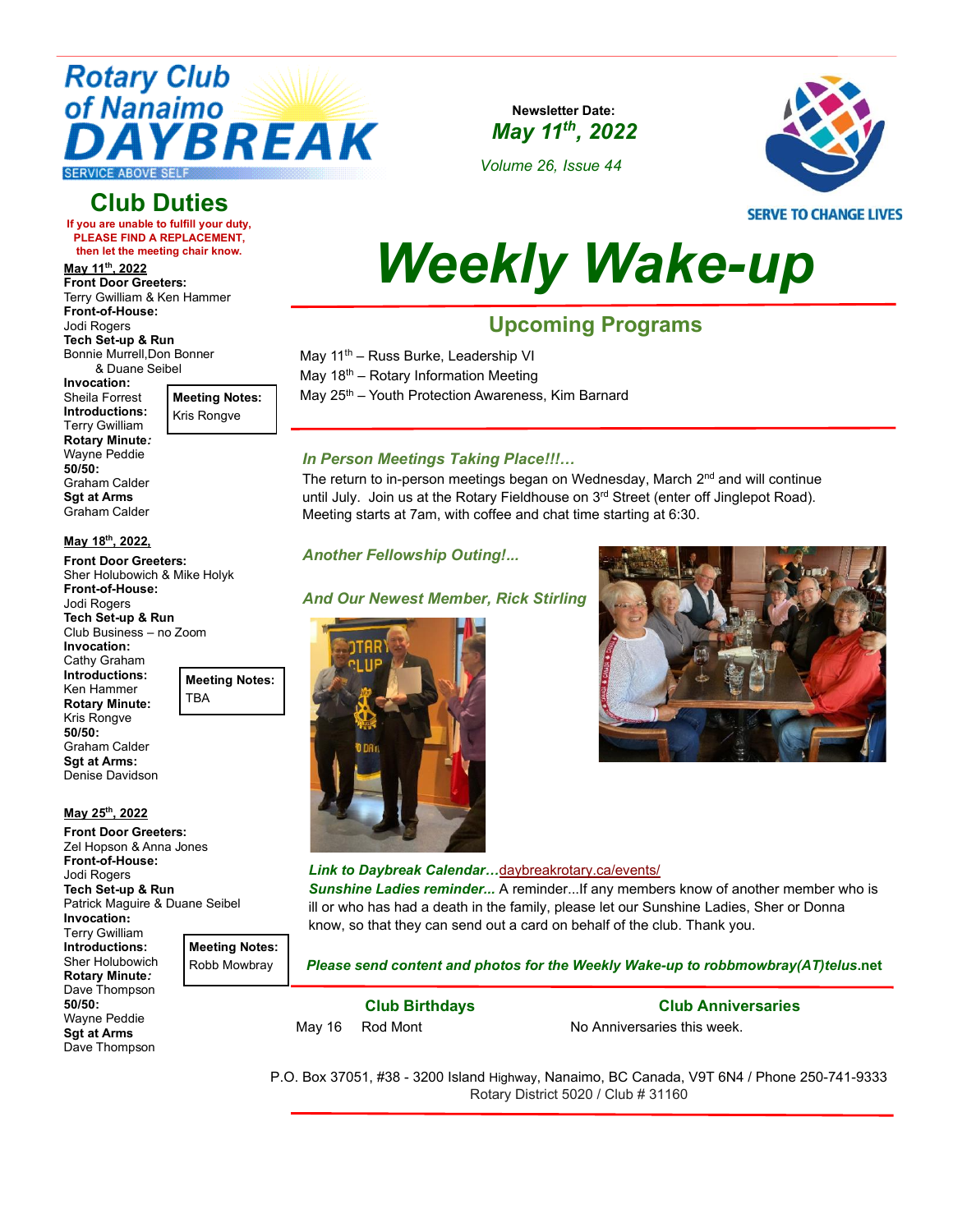# Rotary Club of Nanaimo DAYBREAK

SERVICE ABOVE SELF

**Newsletter Date:**
***May 11th, 2022***
*Volume 26, Issue 44*

SERVE TO CHANGE LIVES

# Weekly Wake-up

## Club Duties

**If you are unable to fulfill your duty, PLEASE FIND A REPLACEMENT, then let the meeting chair know.**

**May 11th, 2022**

**Front Door Greeters:**
Terry Gwilliam & Ken Hammer
**Front-of-House:**
Jodi Rogers
**Tech Set-up & Run**
Bonnie Murrell, Don Bonner & Duane Seibel
**Invocation:**
Sheila Forrest
**Introductions:**
Terry Gwilliam
**Rotary Minute:**
Wayne Peddie
**50/50:**
Graham Calder
**Sgt at Arms**
Graham Calder

**Meeting Notes:**
Kris Rongve

**May 18th, 2022,**

**Front Door Greeters:**
Sher Holubowich & Mike Holyk
**Front-of-House:**
Jodi Rogers
**Tech Set-up & Run**
Club Business – no Zoom
**Invocation:**
Cathy Graham
**Introductions:**
Ken Hammer
**Rotary Minute:**
Kris Rongve
**50/50:**
Graham Calder
**Sgt at Arms:**
Denise Davidson

**Meeting Notes:**
TBA

**May 25th, 2022**

**Front Door Greeters:**
Zel Hopson & Anna Jones
**Front-of-House:**
Jodi Rogers
**Tech Set-up & Run**
Patrick Maguire & Duane Seibel
**Invocation:**
Terry Gwilliam
**Introductions:**
Sher Holubowich
**Rotary Minute:**
Dave Thompson
**50/50:**
Wayne Peddie
**Sgt at Arms**
Dave Thompson

**Meeting Notes:**
Robb Mowbray

## Upcoming Programs

May 11th – Russ Burke, Leadership VI
May 18th – Rotary Information Meeting
May 25th – Youth Protection Awareness, Kim Barnard

### *In Person Meetings Taking Place!!!…*

The return to in-person meetings began on Wednesday, March 2nd and will continue until July. Join us at the Rotary Fieldhouse on 3rd Street (enter off Jinglepot Road). Meeting starts at 7am, with coffee and chat time starting at 6:30.

### *Another Fellowship Outing!...*

### *And Our Newest Member, Rick Stirling*

***Link to Daybreak Calendar…*** daybreakrotary.ca/events/

***Sunshine Ladies reminder...*** A reminder...If any members know of another member who is ill or who has had a death in the family, please let our Sunshine Ladies, Sher or Donna know, so that they can send out a card on behalf of the club. Thank you.

***Please send content and photos for the Weekly Wake-up to robbmowbray(AT)telus.net***

### Club Birthdays

May 16 Rod Mont

### Club Anniversaries

No Anniversaries this week.

P.O. Box 37051, #38 - 3200 Island Highway, Nanaimo, BC Canada, V9T 6N4 / Phone 250-741-9333
Rotary District 5020 / Club # 31160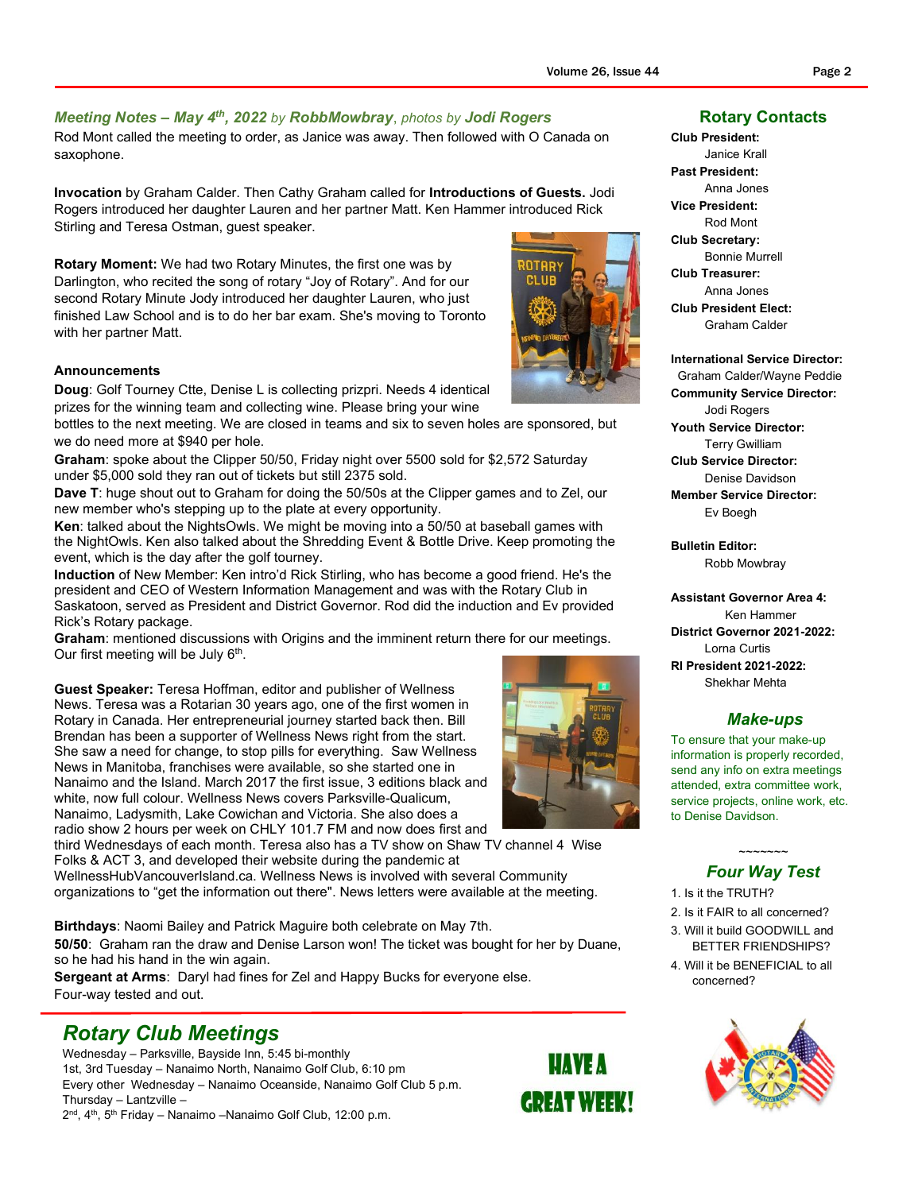## *Meeting Notes – May 4th, 2022 by RobbMowbray, photos by Jodi Rogers*

Rod Mont called the meeting to order, as Janice was away. Then followed with O Canada on saxophone.

**Invocation** by Graham Calder. Then Cathy Graham called for **Introductions of Guests.** Jodi Rogers introduced her daughter Lauren and her partner Matt. Ken Hammer introduced Rick Stirling and Teresa Ostman, guest speaker.

**Rotary Moment:** We had two Rotary Minutes, the first one was by Darlington, who recited the song of rotary "Joy of Rotary". And for our second Rotary Minute Jody introduced her daughter Lauren, who just finished Law School and is to do her bar exam. She's moving to Toronto with her partner Matt.

**Announcements**

**Doug**: Golf Tourney Ctte, Denise L is collecting prizpri. Needs 4 identical prizes for the winning team and collecting wine. Please bring your wine bottles to the next meeting. We are closed in teams and six to seven holes are sponsored, but we do need more at $940 per hole.

**Graham**: spoke about the Clipper 50/50, Friday night over 5500 sold for $2,572 Saturday under $5,000 sold they ran out of tickets but still 2375 sold.

**Dave T**: huge shout out to Graham for doing the 50/50s at the Clipper games and to Zel, our new member who's stepping up to the plate at every opportunity.

**Ken**: talked about the NightsOwls. We might be moving into a 50/50 at baseball games with the NightOwls. Ken also talked about the Shredding Event & Bottle Drive. Keep promoting the event, which is the day after the golf tourney.

**Induction** of New Member: Ken intro'd Rick Stirling, who has become a good friend. He's the president and CEO of Western Information Management and was with the Rotary Club in Saskatoon, served as President and District Governor. Rod did the induction and Ev provided Rick's Rotary package.

**Graham**: mentioned discussions with Origins and the imminent return there for our meetings. Our first meeting will be July 6th.

**Guest Speaker:** Teresa Hoffman, editor and publisher of Wellness News. Teresa was a Rotarian 30 years ago, one of the first women in Rotary in Canada. Her entrepreneurial journey started back then. Bill Brendan has been a supporter of Wellness News right from the start. She saw a need for change, to stop pills for everything. Saw Wellness News in Manitoba, franchises were available, so she started one in Nanaimo and the Island. March 2017 the first issue, 3 editions black and white, now full colour. Wellness News covers Parksville-Qualicum, Nanaimo, Ladysmith, Lake Cowichan and Victoria. She also does a radio show 2 hours per week on CHLY 101.7 FM and now does first and third Wednesdays of each month. Teresa also has a TV show on Shaw TV channel 4 Wise Folks & ACT 3, and developed their website during the pandemic at WellnessHubVancouverIsland.ca. Wellness News is involved with several Community organizations to "get the information out there". News letters were available at the meeting.

**Birthdays**: Naomi Bailey and Patrick Maguire both celebrate on May 7th.

**50/50**: Graham ran the draw and Denise Larson won! The ticket was bought for her by Duane, so he had his hand in the win again.

**Sergeant at Arms**: Daryl had fines for Zel and Happy Bucks for everyone else.

Four-way tested and out.

## *Rotary Club Meetings*

Wednesday – Parksville, Bayside Inn, 5:45 bi-monthly
1st, 3rd Tuesday – Nanaimo North, Nanaimo Golf Club, 6:10 pm
Every other Wednesday – Nanaimo Oceanside, Nanaimo Golf Club 5 p.m.
Thursday – Lantzville –
2nd, 4th, 5th Friday – Nanaimo –Nanaimo Golf Club, 12:00 p.m.

HAVE A GREAT WEEK!

## Rotary Contacts

**Club President:**
Janice Krall
**Past President:**
Anna Jones
**Vice President:**
Rod Mont
**Club Secretary:**
Bonnie Murrell
**Club Treasurer:**
Anna Jones
**Club President Elect:**
Graham Calder

**International Service Director:**
Graham Calder/Wayne Peddie
**Community Service Director:**
Jodi Rogers
**Youth Service Director:**
Terry Gwilliam
**Club Service Director:**
Denise Davidson
**Member Service Director:**
Ev Boegh

**Bulletin Editor:**
Robb Mowbray

**Assistant Governor Area 4:**
Ken Hammer
**District Governor 2021-2022:**
Lorna Curtis
**RI President 2021-2022:**
Shekhar Mehta

### *Make-ups*

To ensure that your make-up information is properly recorded, send any info on extra meetings attended, extra committee work, service projects, online work, etc. to Denise Davidson.

~~~~~~~

### *Four Way Test*

1. Is it the TRUTH?
2. Is it FAIR to all concerned?
3. Will it build GOODWILL and BETTER FRIENDSHIPS?
4. Will it be BENEFICIAL to all concerned?